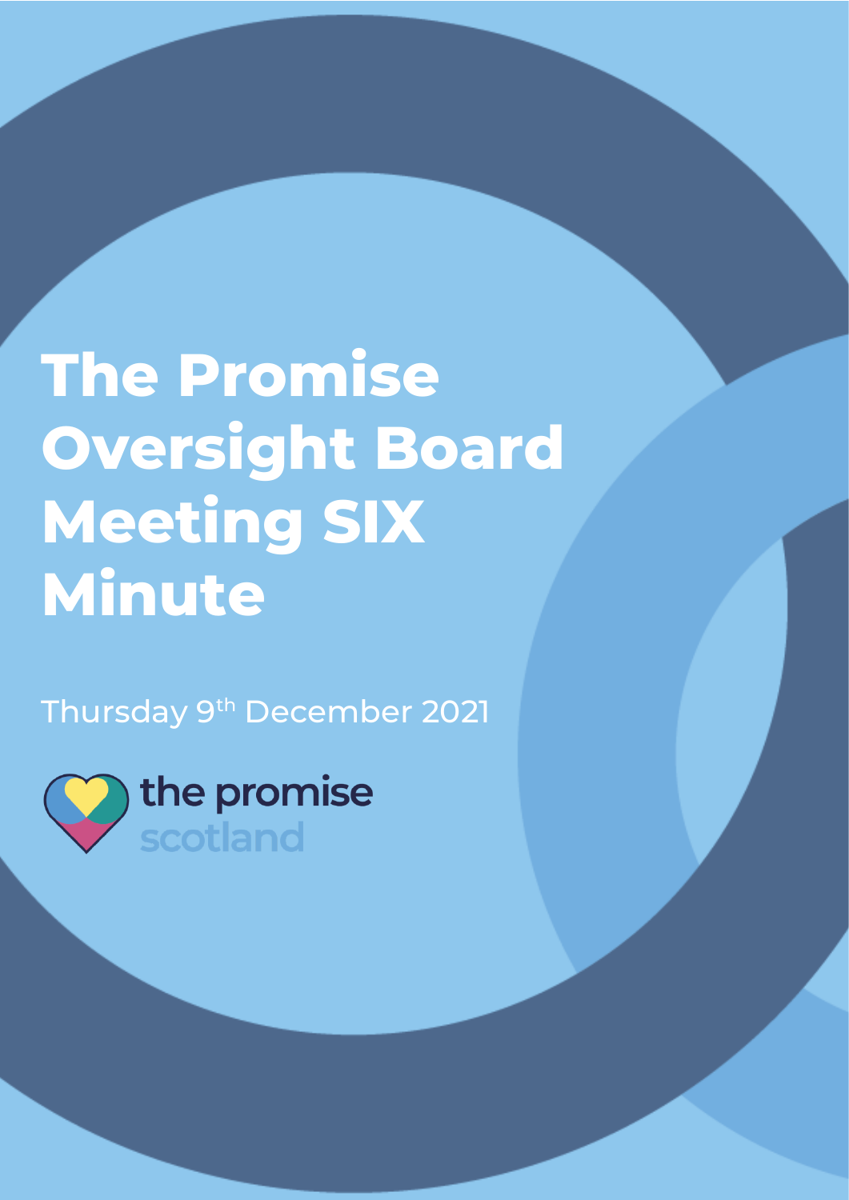# The Promise Oversight Board Meeting SIX Minute

Thursday 9th December 2021

the promise scotland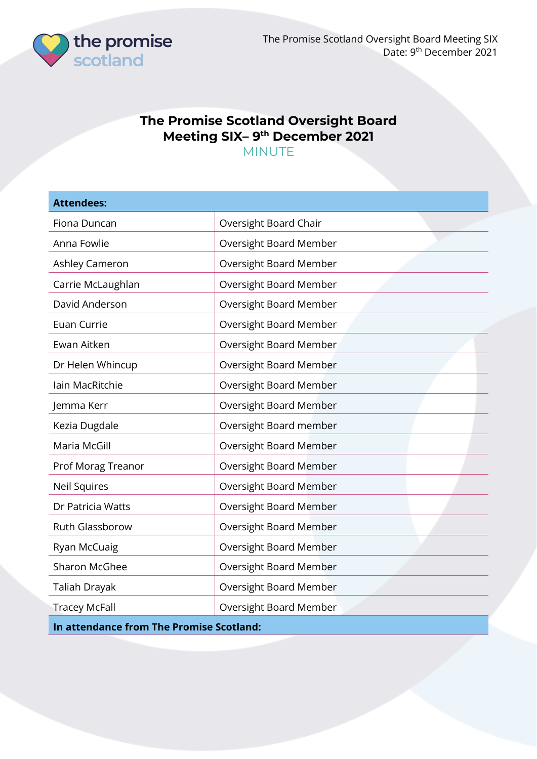# The Promise Scotland Oversight Board Meeting SIX– 9th December 2021

MINUTE

| Attendees: | |
|---|---|
| Fiona Duncan | Oversight Board Chair |
| Anna Fowlie | Oversight Board Member |
| Ashley Cameron | Oversight Board Member |
| Carrie McLaughlan | Oversight Board Member |
| David Anderson | Oversight Board Member |
| Euan Currie | Oversight Board Member |
| Ewan Aitken | Oversight Board Member |
| Dr Helen Whincup | Oversight Board Member |
| Iain MacRitchie | Oversight Board Member |
| Jemma Kerr | Oversight Board Member |
| Kezia Dugdale | Oversight Board member |
| Maria McGill | Oversight Board Member |
| Prof Morag Treanor | Oversight Board Member |
| Neil Squires | Oversight Board Member |
| Dr Patricia Watts | Oversight Board Member |
| Ruth Glassborow | Oversight Board Member |
| Ryan McCuaig | Oversight Board Member |
| Sharon McGhee | Oversight Board Member |
| Taliah Drayak | Oversight Board Member |
| Tracey McFall | Oversight Board Member |
| **In attendance from The Promise Scotland:** | |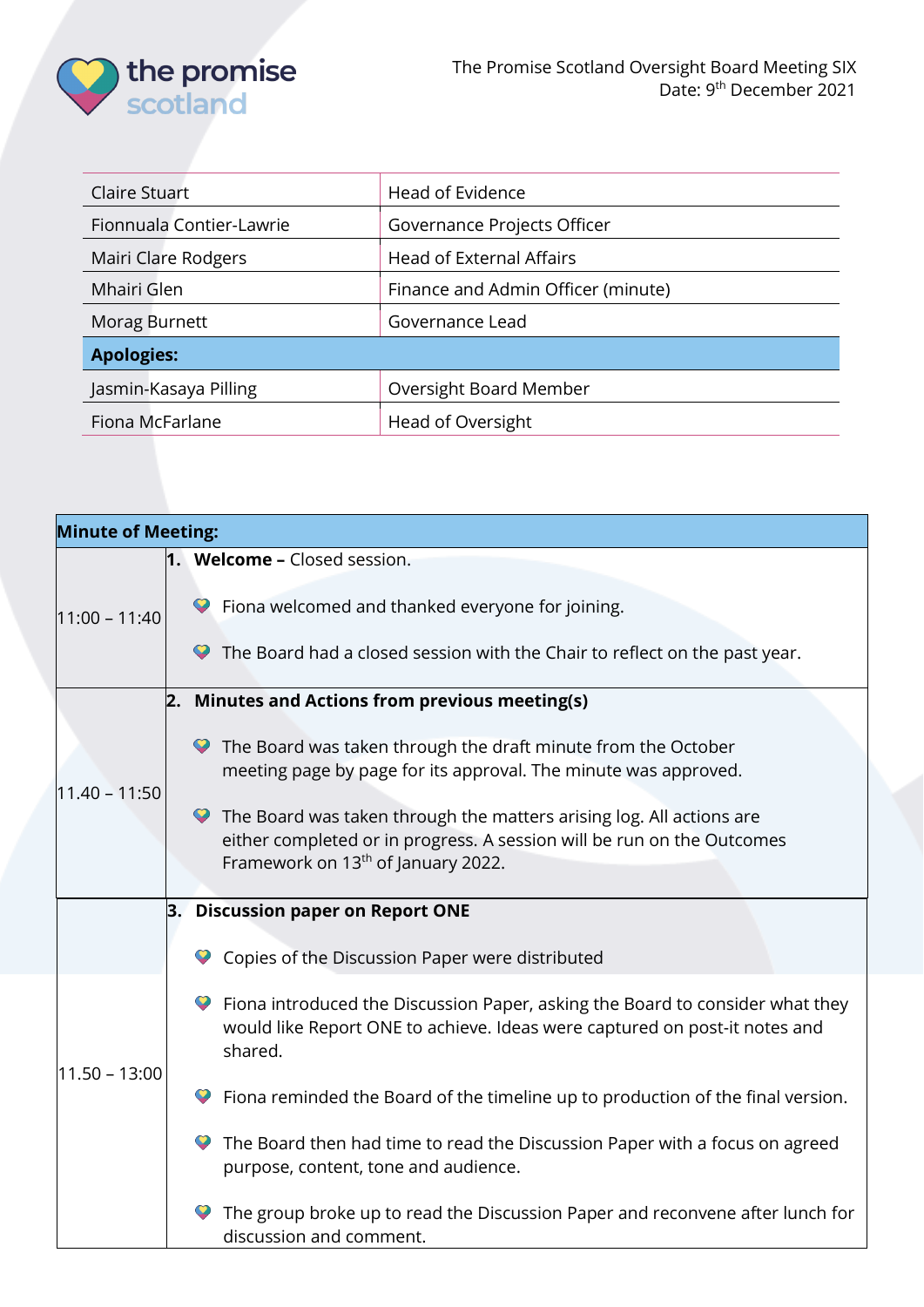The Promise Scotland Oversight Board Meeting SIX
Date: 9th December 2021

| | |
|---|---|
| Claire Stuart | Head of Evidence |
| Fionnuala Contier-Lawrie | Governance Projects Officer |
| Mairi Clare Rodgers | Head of External Affairs |
| Mhairi Glen | Finance and Admin Officer (minute) |
| Morag Burnett | Governance Lead |
| **Apologies:** | |
| Jasmin-Kasaya Pilling | Oversight Board Member |
| Fiona McFarlane | Head of Oversight |

| **Minute of Meeting:** | |
|---|---|
| 11:00 – 11:40 | **1. Welcome –** Closed session.<br><br>- Fiona welcomed and thanked everyone for joining.<br>- The Board had a closed session with the Chair to reflect on the past year. |
| 11.40 – 11:50 | **2. Minutes and Actions from previous meeting(s)**<br><br>- The Board was taken through the draft minute from the October meeting page by page for its approval. The minute was approved.<br>- The Board was taken through the matters arising log. All actions are either completed or in progress. A session will be run on the Outcomes Framework on 13th of January 2022. |
| 11.50 – 13:00 | **3. Discussion paper on Report ONE**<br><br>- Copies of the Discussion Paper were distributed<br>- Fiona introduced the Discussion Paper, asking the Board to consider what they would like Report ONE to achieve. Ideas were captured on post-it notes and shared.<br>- Fiona reminded the Board of the timeline up to production of the final version.<br>- The Board then had time to read the Discussion Paper with a focus on agreed purpose, content, tone and audience.<br>- The group broke up to read the Discussion Paper and reconvene after lunch for discussion and comment. |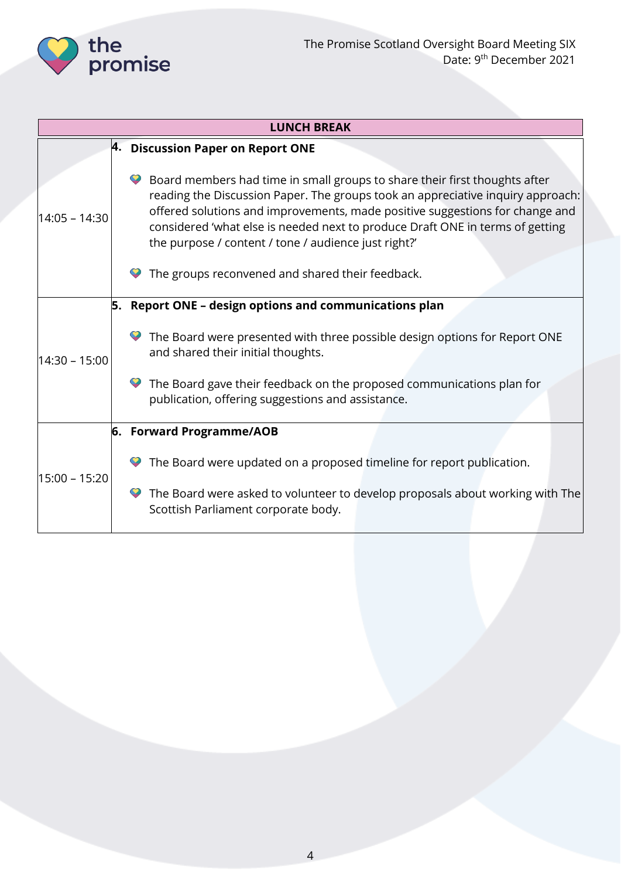| LUNCH BREAK | |
|---|---|
| 14:05 – 14:30 | **4. Discussion Paper on Report ONE**<br><br>- Board members had time in small groups to share their first thoughts after reading the Discussion Paper. The groups took an appreciative inquiry approach: offered solutions and improvements, made positive suggestions for change and considered 'what else is needed next to produce Draft ONE in terms of getting the purpose / content / tone / audience just right?'<br>- The groups reconvened and shared their feedback. |
| 14:30 – 15:00 | **5. Report ONE – design options and communications plan**<br><br>- The Board were presented with three possible design options for Report ONE and shared their initial thoughts.<br>- The Board gave their feedback on the proposed communications plan for publication, offering suggestions and assistance. |
| 15:00 – 15:20 | **6. Forward Programme/AOB**<br><br>- The Board were updated on a proposed timeline for report publication.<br>- The Board were asked to volunteer to develop proposals about working with The Scottish Parliament corporate body. |